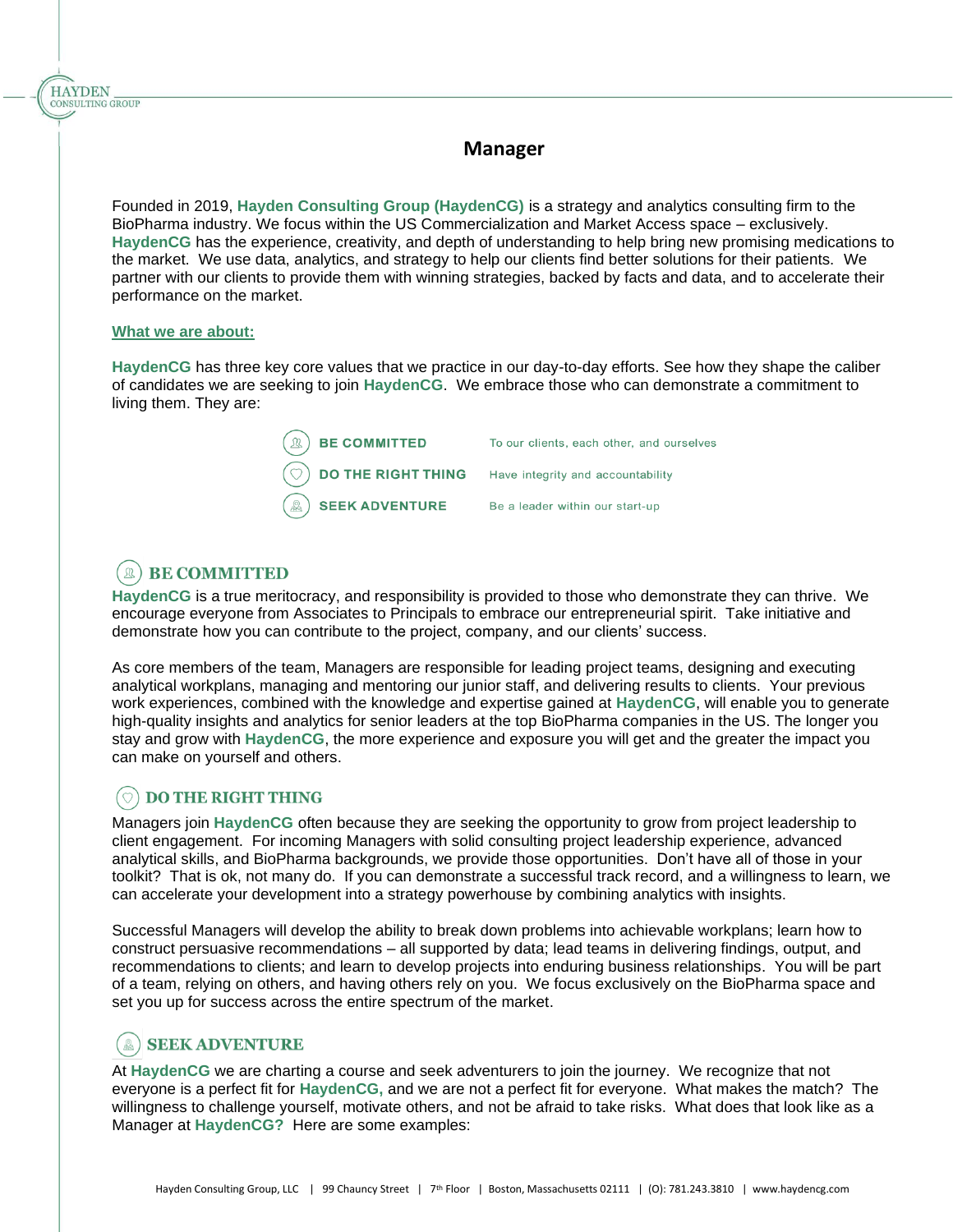# Manager

Founded in 2019, **Hayden Consulting Group (HaydenCG)** is a strategy and analytics consulting firm to the BioPharma industry. We focus within the US Commercialization and Market Access space – exclusively. **HaydenCG** has the experience, creativity, and depth of understanding to help bring new promising medications to the market. We use data, analytics, and strategy to help our clients find better solutions for their patients. We partner with our clients to provide them with winning strategies, backed by facts and data, and to accelerate their performance on the market.

**What we are about:**

**HaydenCG** has three key core values that we practice in our day-to-day efforts. See how they shape the caliber of candidates we are seeking to join **HaydenCG**. We embrace those who can demonstrate a commitment to living them. They are:

| | |
|---|---|
| **BE COMMITTED** | To our clients, each other, and ourselves |
| **DO THE RIGHT THING** | Have integrity and accountability |
| **SEEK ADVENTURE** | Be a leader within our start-up |

## BE COMMITTED

**HaydenCG** is a true meritocracy, and responsibility is provided to those who demonstrate they can thrive. We encourage everyone from Associates to Principals to embrace our entrepreneurial spirit. Take initiative and demonstrate how you can contribute to the project, company, and our clients' success.

As core members of the team, Managers are responsible for leading project teams, designing and executing analytical workplans, managing and mentoring our junior staff, and delivering results to clients. Your previous work experiences, combined with the knowledge and expertise gained at **HaydenCG**, will enable you to generate high-quality insights and analytics for senior leaders at the top BioPharma companies in the US. The longer you stay and grow with **HaydenCG**, the more experience and exposure you will get and the greater the impact you can make on yourself and others.

## DO THE RIGHT THING

Managers join **HaydenCG** often because they are seeking the opportunity to grow from project leadership to client engagement. For incoming Managers with solid consulting project leadership experience, advanced analytical skills, and BioPharma backgrounds, we provide those opportunities. Don't have all of those in your toolkit? That is ok, not many do. If you can demonstrate a successful track record, and a willingness to learn, we can accelerate your development into a strategy powerhouse by combining analytics with insights.

Successful Managers will develop the ability to break down problems into achievable workplans; learn how to construct persuasive recommendations – all supported by data; lead teams in delivering findings, output, and recommendations to clients; and learn to develop projects into enduring business relationships. You will be part of a team, relying on others, and having others rely on you. We focus exclusively on the BioPharma space and set you up for success across the entire spectrum of the market.

## SEEK ADVENTURE

At **HaydenCG** we are charting a course and seek adventurers to join the journey. We recognize that not everyone is a perfect fit for **HaydenCG,** and we are not a perfect fit for everyone. What makes the match? The willingness to challenge yourself, motivate others, and not be afraid to take risks. What does that look like as a Manager at **HaydenCG?** Here are some examples: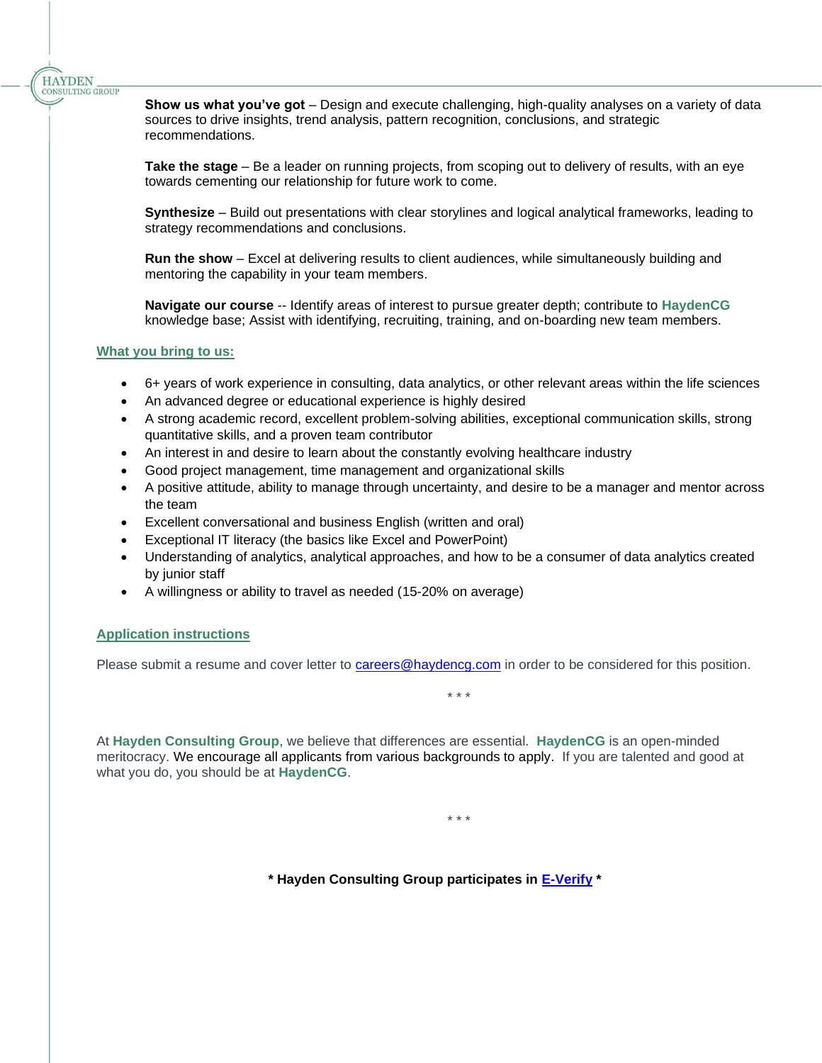**Show us what you've got** – Design and execute challenging, high-quality analyses on a variety of data sources to drive insights, trend analysis, pattern recognition, conclusions, and strategic recommendations.

**Take the stage** – Be a leader on running projects, from scoping out to delivery of results, with an eye towards cementing our relationship for future work to come.

**Synthesize** – Build out presentations with clear storylines and logical analytical frameworks, leading to strategy recommendations and conclusions.

**Run the show** – Excel at delivering results to client audiences, while simultaneously building and mentoring the capability in your team members.

**Navigate our course** -- Identify areas of interest to pursue greater depth; contribute to **HaydenCG** knowledge base; Assist with identifying, recruiting, training, and on-boarding new team members.

## What you bring to us:

- 6+ years of work experience in consulting, data analytics, or other relevant areas within the life sciences
- An advanced degree or educational experience is highly desired
- A strong academic record, excellent problem-solving abilities, exceptional communication skills, strong quantitative skills, and a proven team contributor
- An interest in and desire to learn about the constantly evolving healthcare industry
- Good project management, time management and organizational skills
- A positive attitude, ability to manage through uncertainty, and desire to be a manager and mentor across the team
- Excellent conversational and business English (written and oral)
- Exceptional IT literacy (the basics like Excel and PowerPoint)
- Understanding of analytics, analytical approaches, and how to be a consumer of data analytics created by junior staff
- A willingness or ability to travel as needed (15-20% on average)

## Application instructions

Please submit a resume and cover letter to careers@haydencg.com in order to be considered for this position.

\* \* \*

At **Hayden Consulting Group**, we believe that differences are essential. **HaydenCG** is an open-minded meritocracy. We encourage all applicants from various backgrounds to apply. If you are talented and good at what you do, you should be at **HaydenCG**.

\* \* \*

**\* Hayden Consulting Group participates in E-Verify \***